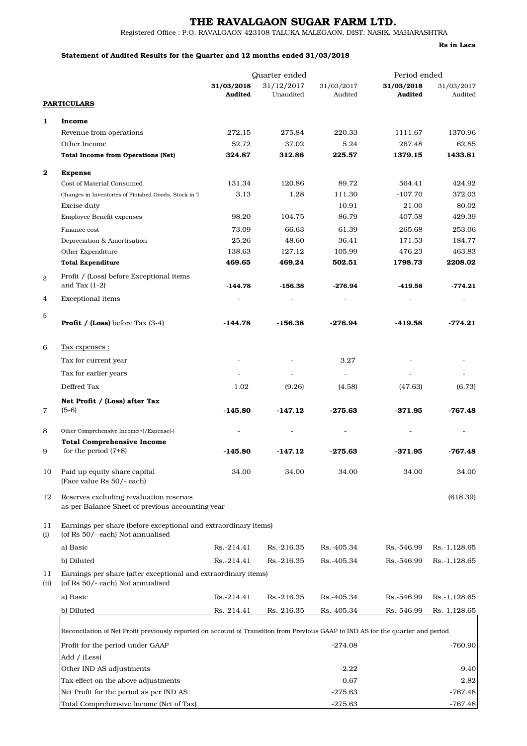# THE RAVALGAON SUGAR FARM LTD.

Registered Office : P.O. RAVALGAON 423108 TALUKA MALEGAON, DIST: NASIK, MAHARASHTRA

**Rs in Lacs**

**Statement of Audited Results for the Quarter and 12 months ended 31/03/2018**

| | | Quarter ended | | | Period ended | |
|---|---|---|---|---|---|---|
| | | **31/03/2018 Audited** | 31/12/2017 Unaudited | 31/03/2017 Audited | **31/03/2018 Audited** | 31/03/2017 Audited |
| | **PARTICULARS** | | | | | |
| **1** | **Income** | | | | | |
| | Revenue from operations | 272.15 | 275.84 | 220.33 | 1111.67 | 1370.96 |
| | Other Income | 52.72 | 37.02 | 5.24 | 267.48 | 62.85 |
| | **Total Income from Operations (Net)** | **324.87** | **312.86** | **225.57** | **1379.15** | **1433.81** |
| **2** | **Expense** | | | | | |
| | Cost of Material Consumed | 131.34 | 120.86 | 89.72 | 564.41 | 424.92 |
| | Changes in Inventories of Finished Goods, Stock in T | 3.13 | 1.28 | 111.30 | -107.70 | 372.03 |
| | Excise duty | | | 10.91 | 21.00 | 80.02 |
| | Employee Benefit expenses | 98.20 | 104.75 | 86.79 | 407.58 | 429.39 |
| | Finance cost | 73.09 | 66.63 | 61.39 | 265.68 | 253.06 |
| | Depreciation & Amortisation | 25.26 | 48.60 | 36.41 | 171.53 | 184.77 |
| | Other Expenditure | 138.63 | 127.12 | 105.99 | 476.23 | 463.83 |
| | **Total Expenditure** | **469.65** | **469.24** | **502.51** | **1798.73** | **2208.02** |
| 3 | Profit / (Loss) before Exceptional items and Tax (1-2) | **-144.78** | **-156.38** | **-276.94** | **-419.58** | **-774.21** |
| 4 | Exceptional items | - | - | - | - | - |
| 5 | **Profit / (Loss)** before Tax (3-4) | **-144.78** | **-156.38** | **-276.94** | **-419.58** | **-774.21** |
| 6 | Tax expenses : | | | | | |
| | Tax for current year | - | - | 3.27 | - | - |
| | Tax for earlier years | - | - | - | - | - |
| | Deffred Tax | 1.02 | (9.26) | (4.58) | (47.63) | (6.73) |
| 7 | **Net Profit / (Loss) after Tax** (5-6) | **-145.80** | **-147.12** | **-275.63** | **-371.95** | **-767.48** |
| 8 | Other Comprehensive Income(+)/Expense(-) | - | - | - | - | - |
| 9 | **Total Comprehensive Income** for the period (7+8) | **-145.80** | **-147.12** | **-275.63** | **-371.95** | **-767.48** |
| 10 | Paid up equity share capital (Face value Rs 50/- each) | 34.00 | 34.00 | 34.00 | 34.00 | 34.00 |
| 12 | Reserves excluding revaluation reserves as per Balance Sheet of previous accounting year | | | | | (618.39) |
| 11 (i) | Earnings per share (before exceptional and extraordinary items) (of Rs 50/- each) Not annualised | | | | | |
| | a) Basic | Rs.-214.41 | Rs.-216.35 | Rs.-405.34 | Rs.-546.99 | Rs.-1,128.65 |
| | b) Diluted | Rs.-214.41 | Rs.-216.35 | Rs.-405.34 | Rs.-546.99 | Rs.-1,128.65 |
| 11 (ii) | Earnings per share (after exceptional and extraordinary items) (of Rs 50/- each) Not annualised | | | | | |
| | a) Basic | Rs.-214.41 | Rs.-216.35 | Rs.-405.34 | Rs.-546.99 | Rs.-1,128.65 |
| | b) Diluted | Rs.-214.41 | Rs.-216.35 | Rs.-405.34 | Rs.-546.99 | Rs.-1,128.65 |

Reconcilation of Net Profit previously reported on account of Transition from Previous GAAP to IND AS for the quarter and period

| | Quarter ended 31/03/2017 | Period ended 31/03/2017 |
|---|---|---|
| Profit for the period under GAAP | -274.08 | -760.90 |
| Add / (Less) | | |
| Other IND AS adjustments | -2.22 | -9.40 |
| Tax effect on the above adjustments | 0.67 | 2.82 |
| Net Profit for the period as per IND AS | -275.63 | -767.48 |
| Total Comprehensive Income (Net of Tax) | -275.63 | -767.48 |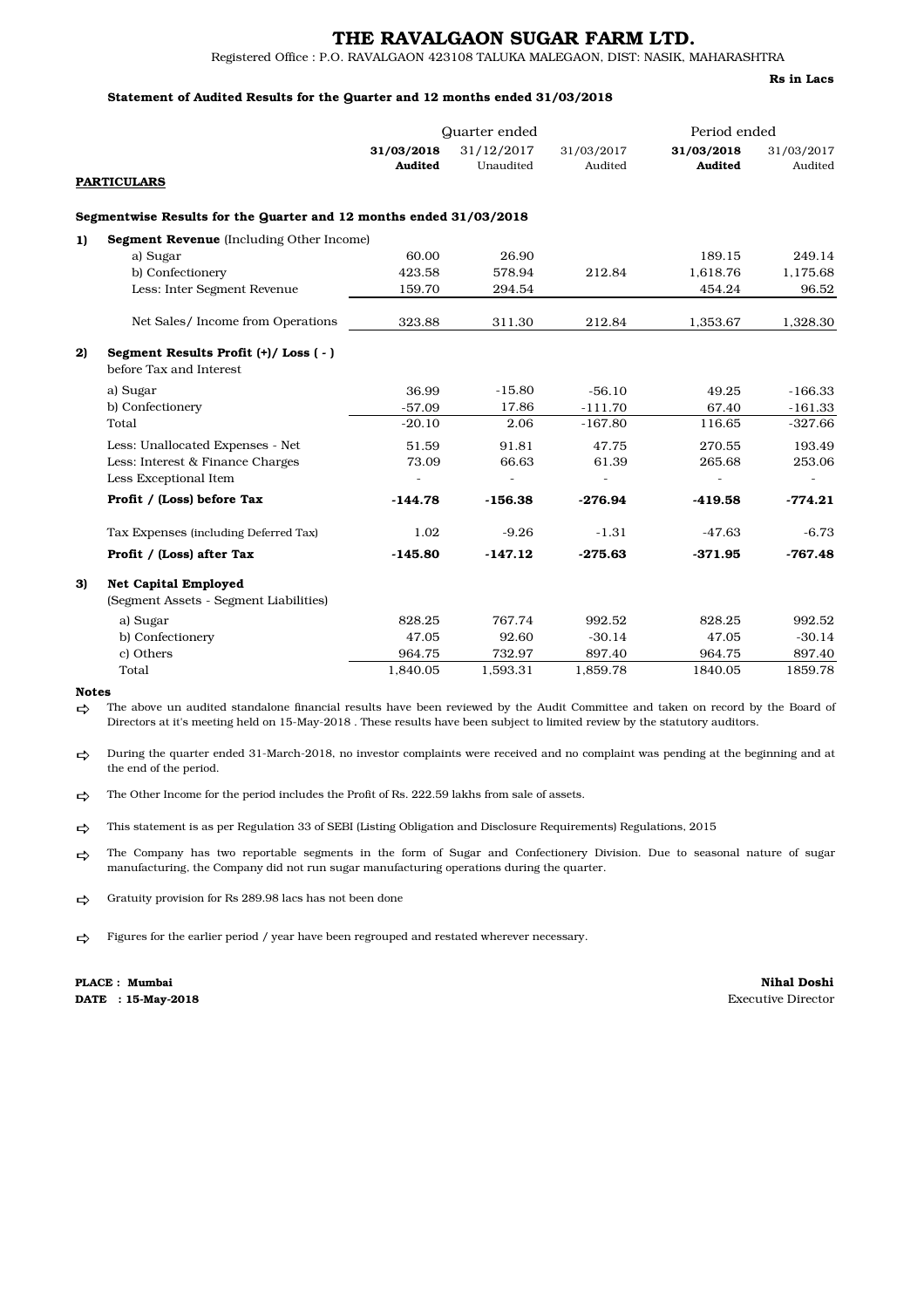# THE RAVALGAON SUGAR FARM LTD.

Registered Office : P.O. RAVALGAON 423108 TALUKA MALEGAON, DIST: NASIK, MAHARASHTRA

**Rs in Lacs**

**Statement of Audited Results for the Quarter and 12 months ended 31/03/2018**

| | **PARTICULARS** | Quarter ended | | | Period ended | |
|---|---|---|---|---|---|---|
| | | **31/03/2018 Audited** | 31/12/2017 Unaudited | 31/03/2017 Audited | **31/03/2018 Audited** | 31/03/2017 Audited |
| | **Segmentwise Results for the Quarter and 12 months ended 31/03/2018** | | | | | |
| **1)** | **Segment Revenue** (Including Other Income) | | | | | |
| | a) Sugar | 60.00 | 26.90 | | 189.15 | 249.14 |
| | b) Confectionery | 423.58 | 578.94 | 212.84 | 1,618.76 | 1,175.68 |
| | Less: Inter Segment Revenue | 159.70 | 294.54 | | 454.24 | 96.52 |
| | Net Sales/ Income from Operations | 323.88 | 311.30 | 212.84 | 1,353.67 | 1,328.30 |
| **2)** | **Segment Results Profit (+)/ Loss ( - )** before Tax and Interest | | | | | |
| | a) Sugar | 36.99 | -15.80 | -56.10 | 49.25 | -166.33 |
| | b) Confectionery | -57.09 | 17.86 | -111.70 | 67.40 | -161.33 |
| | Total | -20.10 | 2.06 | -167.80 | 116.65 | -327.66 |
| | Less: Unallocated Expenses - Net | 51.59 | 91.81 | 47.75 | 270.55 | 193.49 |
| | Less: Interest & Finance Charges | 73.09 | 66.63 | 61.39 | 265.68 | 253.06 |
| | Less Exceptional Item | - | - | - | - | - |
| | **Profit / (Loss) before Tax** | **-144.78** | **-156.38** | **-276.94** | **-419.58** | **-774.21** |
| | Tax Expenses (including Deferred Tax) | 1.02 | -9.26 | -1.31 | -47.63 | -6.73 |
| | **Profit / (Loss) after Tax** | **-145.80** | **-147.12** | **-275.63** | **-371.95** | **-767.48** |
| **3)** | **Net Capital Employed** (Segment Assets - Segment Liabilities) | | | | | |
| | a) Sugar | 828.25 | 767.74 | 992.52 | 828.25 | 992.52 |
| | b) Confectionery | 47.05 | 92.60 | -30.14 | 47.05 | -30.14 |
| | c) Others | 964.75 | 732.97 | 897.40 | 964.75 | 897.40 |
| | Total | 1,840.05 | 1,593.31 | 1,859.78 | 1840.05 | 1859.78 |

**Notes**

- The above un audited standalone financial results have been reviewed by the Audit Committee and taken on record by the Board of Directors at it's meeting held on 15-May-2018 . These results have been subject to limited review by the statutory auditors.
- During the quarter ended 31-March-2018, no investor complaints were received and no complaint was pending at the beginning and at the end of the period.
- The Other Income for the period includes the Profit of Rs. 222.59 lakhs from sale of assets.
- This statement is as per Regulation 33 of SEBI (Listing Obligation and Disclosure Requirements) Regulations, 2015
- The Company has two reportable segments in the form of Sugar and Confectionery Division. Due to seasonal nature of sugar manufacturing, the Company did not run sugar manufacturing operations during the quarter.
- Gratuity provision for Rs 289.98 lacs has not been done
- Figures for the earlier period / year have been regrouped and restated wherever necessary.

**PLACE : Mumbai**
**DATE : 15-May-2018**

**Nihal Doshi**
Executive Director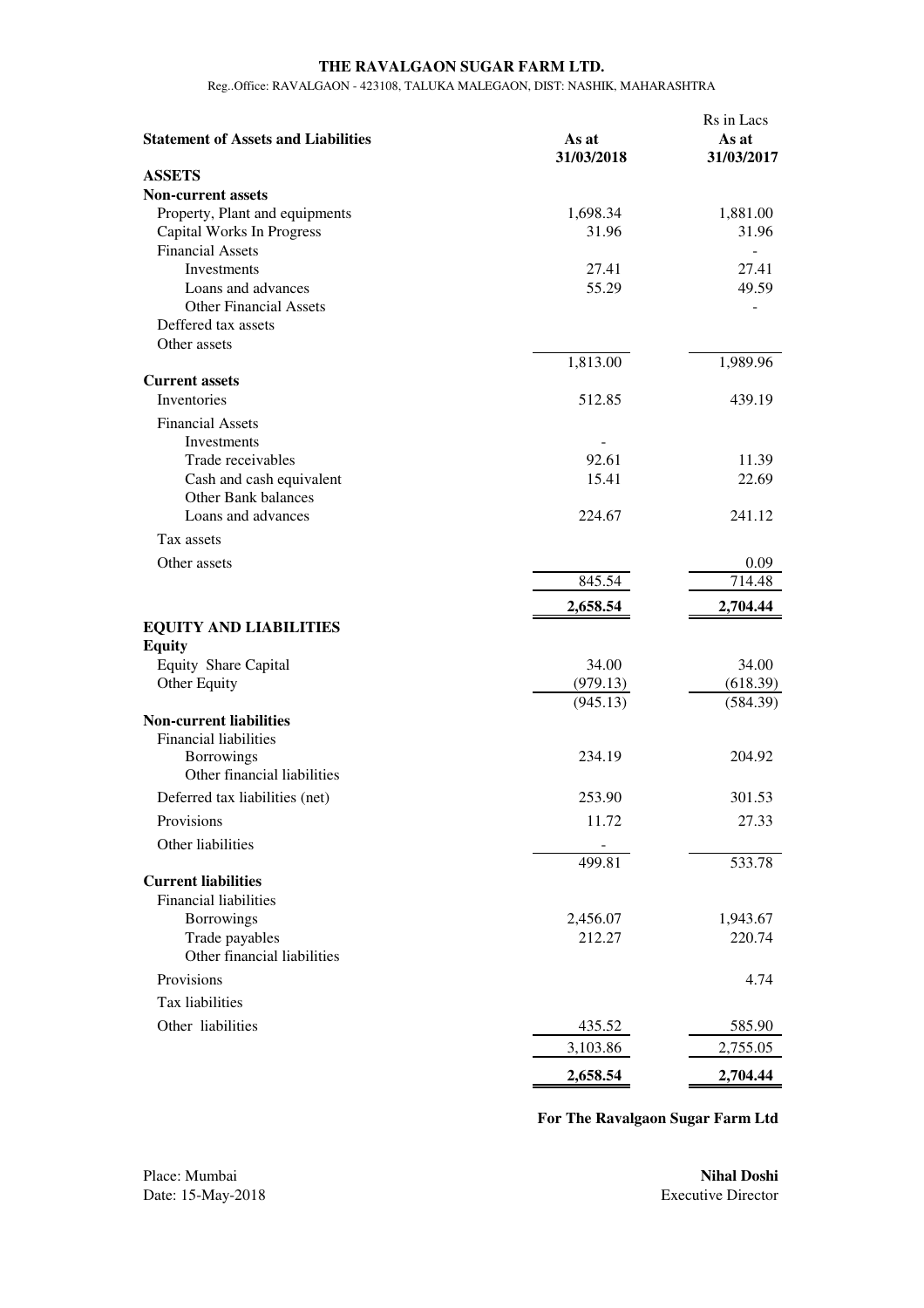**THE RAVALGAON SUGAR FARM LTD.**

Reg..Office: RAVALGAON - 423108, TALUKA MALEGAON, DIST: NASHIK, MAHARASHTRA

| **Statement of Assets and Liabilities** | **As at 31/03/2018** | Rs in Lacs **As at 31/03/2017** |
|---|---|---|
| **ASSETS** | | |
| **Non-current assets** | | |
| Property, Plant and equipments | 1,698.34 | 1,881.00 |
| Capital Works In Progress | 31.96 | 31.96 |
| Financial Assets | | - |
| Investments | 27.41 | 27.41 |
| Loans and advances | 55.29 | 49.59 |
| Other Financial Assets | | - |
| Deffered tax assets | | |
| Other assets | | |
| | 1,813.00 | 1,989.96 |
| **Current assets** | | |
| Inventories | 512.85 | 439.19 |
| Financial Assets | | |
| Investments | - | |
| Trade receivables | 92.61 | 11.39 |
| Cash and cash equivalent | 15.41 | 22.69 |
| Other Bank balances | | |
| Loans and advances | 224.67 | 241.12 |
| Tax assets | | |
| Other assets | | 0.09 |
| | 845.54 | 714.48 |
| | **2,658.54** | **2,704.44** |
| **EQUITY AND LIABILITIES** | | |
| **Equity** | | |
| Equity Share Capital | 34.00 | 34.00 |
| Other Equity | (979.13) | (618.39) |
| | (945.13) | (584.39) |
| **Non-current liabilities** | | |
| Financial liabilities | | |
| Borrowings | 234.19 | 204.92 |
| Other financial liabilities | | |
| Deferred tax liabilities (net) | 253.90 | 301.53 |
| Provisions | 11.72 | 27.33 |
| Other liabilities | - | |
| | 499.81 | 533.78 |
| **Current liabilities** | | |
| Financial liabilities | | |
| Borrowings | 2,456.07 | 1,943.67 |
| Trade payables | 212.27 | 220.74 |
| Other financial liabilities | | |
| Provisions | | 4.74 |
| Tax liabilities | | |
| Other liabilities | 435.52 | 585.90 |
| | 3,103.86 | 2,755.05 |
| | **2,658.54** | **2,704.44** |

**For The Ravalgaon Sugar Farm Ltd**

Place: Mumbai
Date: 15-May-2018

**Nihal Doshi**
Executive Director